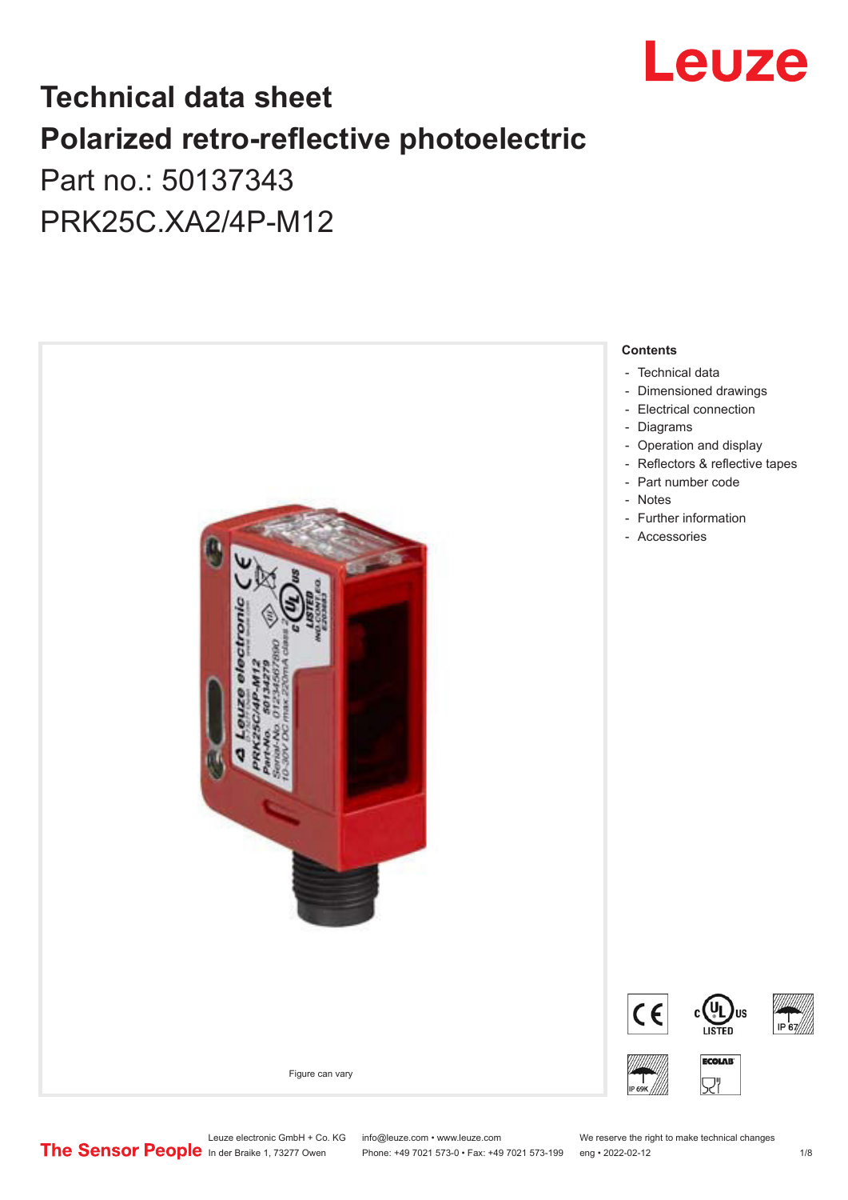# Technical data sheet
# Polarized retro-reflective photoelectric

Part no.: 50137343

PRK25C.XA2/4P-M12

Figure can vary

**Contents**

- Technical data
- Dimensioned drawings
- Electrical connection
- Diagrams
- Operation and display
- Reflectors & reflective tapes
- Part number code
- Notes
- Further information
- Accessories

Leuze electronic GmbH + Co. KG
In der Braike 1, 73277 Owen

info@leuze.com • www.leuze.com
Phone: +49 7021 573-0 • Fax: +49 7021 573-199

We reserve the right to make technical changes
eng • 2022-02-12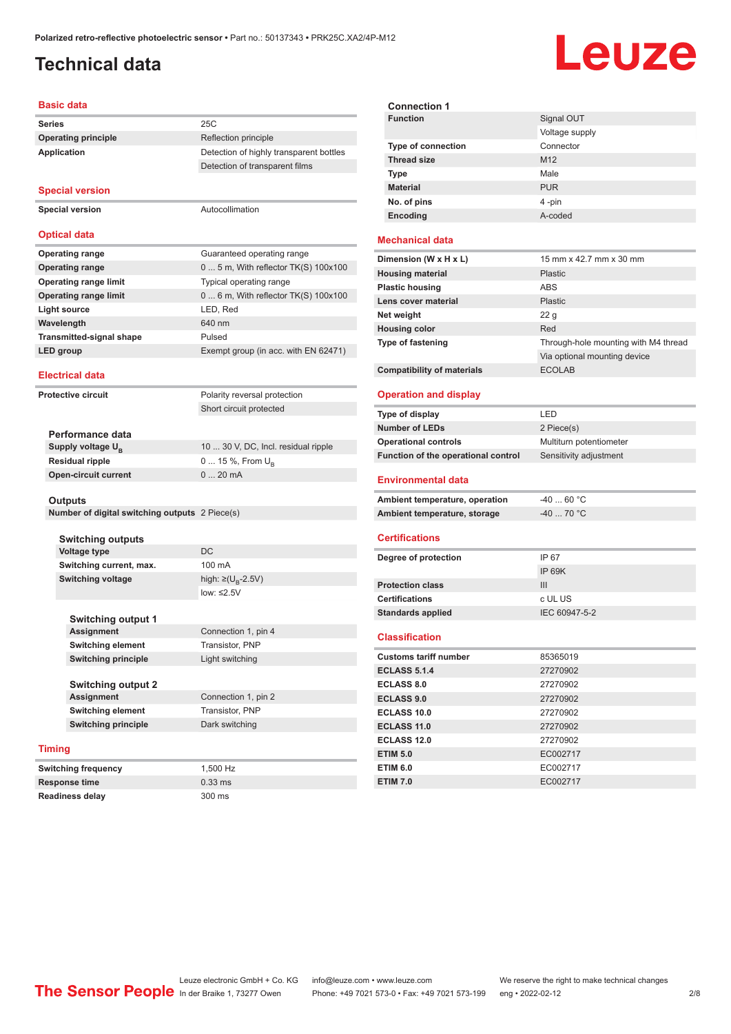# Technical data

## Basic data

| | |
|---|---|
| Series | 25C |
| Operating principle | Reflection principle |
| Application | Detection of highly transparent bottles |
| | Detection of transparent films |

## Special version

| | |
|---|---|
| Special version | Autocollimation |

## Optical data

| | |
|---|---|
| Operating range | Guaranteed operating range |
| Operating range | 0 ... 5 m, With reflector TK(S) 100x100 |
| Operating range limit | Typical operating range |
| Operating range limit | 0 ... 6 m, With reflector TK(S) 100x100 |
| Light source | LED, Red |
| Wavelength | 640 nm |
| Transmitted-signal shape | Pulsed |
| LED group | Exempt group (in acc. with EN 62471) |

## Electrical data

| | |
|---|---|
| Protective circuit | Polarity reversal protection |
| | Short circuit protected |

### Performance data

| | |
|---|---|
| Supply voltage $U_B$ | 10 ... 30 V, DC, Incl. residual ripple |
| Residual ripple | 0 ... 15 %, From $U_B$ |
| Open-circuit current | 0 ... 20 mA |

### Outputs

| | |
|---|---|
| Number of digital switching outputs | 2 Piece(s) |

#### Switching outputs

| | |
|---|---|
| Voltage type | DC |
| Switching current, max. | 100 mA |
| Switching voltage | high: ≥($U_B$-2.5V) |
| | low: ≤2.5V |

##### Switching output 1

| | |
|---|---|
| Assignment | Connection 1, pin 4 |
| Switching element | Transistor, PNP |
| Switching principle | Light switching |

##### Switching output 2

| | |
|---|---|
| Assignment | Connection 1, pin 2 |
| Switching element | Transistor, PNP |
| Switching principle | Dark switching |

## Timing

| | |
|---|---|
| Switching frequency | 1,500 Hz |
| Response time | 0.33 ms |
| Readiness delay | 300 ms |

### Connection 1

| | |
|---|---|
| Function | Signal OUT |
| | Voltage supply |
| Type of connection | Connector |
| Thread size | M12 |
| Type | Male |
| Material | PUR |
| No. of pins | 4 -pin |
| Encoding | A-coded |

## Mechanical data

| | |
|---|---|
| Dimension (W x H x L) | 15 mm x 42.7 mm x 30 mm |
| Housing material | Plastic |
| Plastic housing | ABS |
| Lens cover material | Plastic |
| Net weight | 22 g |
| Housing color | Red |
| Type of fastening | Through-hole mounting with M4 thread |
| | Via optional mounting device |
| Compatibility of materials | ECOLAB |

## Operation and display

| | |
|---|---|
| Type of display | LED |
| Number of LEDs | 2 Piece(s) |
| Operational controls | Multiturn potentiometer |
| Function of the operational control | Sensitivity adjustment |

## Environmental data

| | |
|---|---|
| Ambient temperature, operation | -40 ... 60 °C |
| Ambient temperature, storage | -40 ... 70 °C |

## Certifications

| | |
|---|---|
| Degree of protection | IP 67 |
| | IP 69K |
| Protection class | III |
| Certifications | c UL US |
| Standards applied | IEC 60947-5-2 |

## Classification

| | |
|---|---|
| Customs tariff number | 85365019 |
| ECLASS 5.1.4 | 27270902 |
| ECLASS 8.0 | 27270902 |
| ECLASS 9.0 | 27270902 |
| ECLASS 10.0 | 27270902 |
| ECLASS 11.0 | 27270902 |
| ECLASS 12.0 | 27270902 |
| ETIM 5.0 | EC002717 |
| ETIM 6.0 | EC002717 |
| ETIM 7.0 | EC002717 |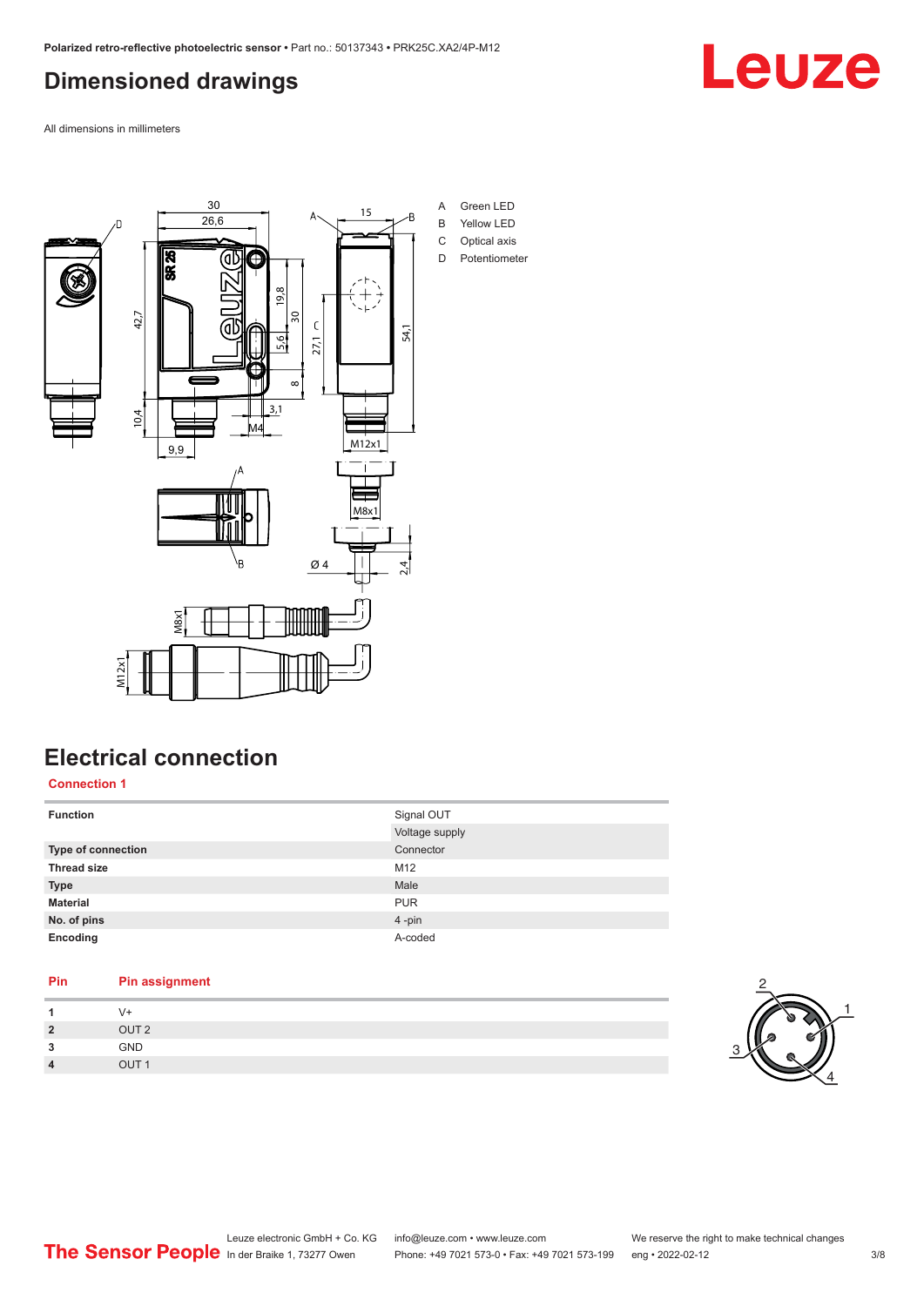## Dimensioned drawings

All dimensions in millimeters

| | |
|---|---|
| A | Green LED |
| B | Yellow LED |
| C | Optical axis |
| D | Potentiometer |

## Electrical connection

### Connection 1

| | |
|---|---|
| **Function** | Signal OUT |
| | Voltage supply |
| **Type of connection** | Connector |
| **Thread size** | M12 |
| **Type** | Male |
| **Material** | PUR |
| **No. of pins** | 4 -pin |
| **Encoding** | A-coded |

| Pin | Pin assignment |
|---|---|
| **1** | V+ |
| **2** | OUT 2 |
| **3** | GND |
| **4** | OUT 1 |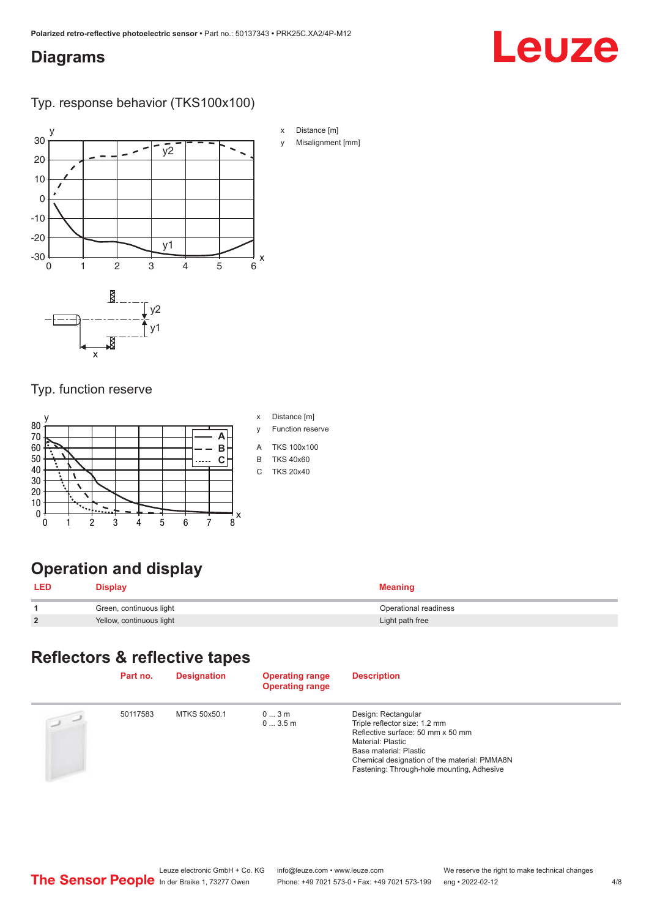## Diagrams

Typ. response behavior (TKS100x100)

x Distance [m]

y Misalignment [mm]

Typ. function reserve

x Distance [m]

y Function reserve

A TKS 100x100

B TKS 40x60

C TKS 20x40

## Operation and display

| LED | Display | Meaning |
|---|---|---|
| 1 | Green, continuous light | Operational readiness |
| 2 | Yellow, continuous light | Light path free |

## Reflectors & reflective tapes

| | Part no. | Designation | Operating range<br>Operating range | Description |
|---|---|---|---|---|
| | 50117583 | MTKS 50x50.1 | 0 ... 3 m<br>0 ... 3.5 m | Design: Rectangular<br>Triple reflector size: 1.2 mm<br>Reflective surface: 50 mm x 50 mm<br>Material: Plastic<br>Base material: Plastic<br>Chemical designation of the material: PMMA8N<br>Fastening: Through-hole mounting, Adhesive |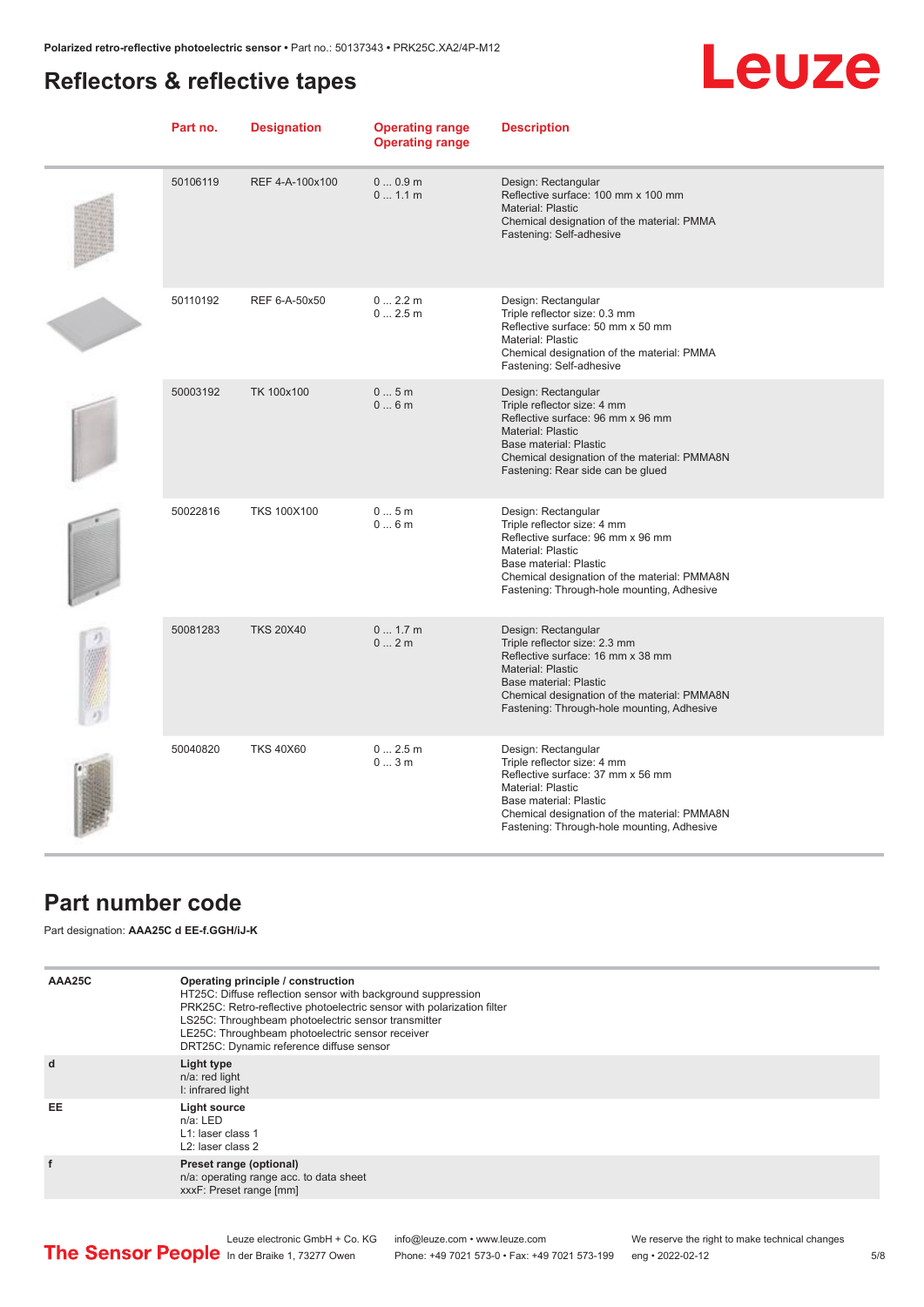## Reflectors & reflective tapes

| Part no. | Designation | Operating range<br>Operating range | Description |
|---|---|---|---|
| 50106119 | REF 4-A-100x100 | 0 ... 0.9 m<br>0 ... 1.1 m | Design: Rectangular<br>Reflective surface: 100 mm x 100 mm<br>Material: Plastic<br>Chemical designation of the material: PMMA<br>Fastening: Self-adhesive |
| 50110192 | REF 6-A-50x50 | 0 ... 2.2 m<br>0 ... 2.5 m | Design: Rectangular<br>Triple reflector size: 0.3 mm<br>Reflective surface: 50 mm x 50 mm<br>Material: Plastic<br>Chemical designation of the material: PMMA<br>Fastening: Self-adhesive |
| 50003192 | TK 100x100 | 0 ... 5 m<br>0 ... 6 m | Design: Rectangular<br>Triple reflector size: 4 mm<br>Reflective surface: 96 mm x 96 mm<br>Material: Plastic<br>Base material: Plastic<br>Chemical designation of the material: PMMA8N<br>Fastening: Rear side can be glued |
| 50022816 | TKS 100X100 | 0 ... 5 m<br>0 ... 6 m | Design: Rectangular<br>Triple reflector size: 4 mm<br>Reflective surface: 96 mm x 96 mm<br>Material: Plastic<br>Base material: Plastic<br>Chemical designation of the material: PMMA8N<br>Fastening: Through-hole mounting, Adhesive |
| 50081283 | TKS 20X40 | 0 ... 1.7 m<br>0 ... 2 m | Design: Rectangular<br>Triple reflector size: 2.3 mm<br>Reflective surface: 16 mm x 38 mm<br>Material: Plastic<br>Base material: Plastic<br>Chemical designation of the material: PMMA8N<br>Fastening: Through-hole mounting, Adhesive |
| 50040820 | TKS 40X60 | 0 ... 2.5 m<br>0 ... 3 m | Design: Rectangular<br>Triple reflector size: 4 mm<br>Reflective surface: 37 mm x 56 mm<br>Material: Plastic<br>Base material: Plastic<br>Chemical designation of the material: PMMA8N<br>Fastening: Through-hole mounting, Adhesive |

## Part number code

Part designation: **AAA25C d EE-f.GGH/iJ-K**

| | |
|---|---|
| **AAA25C** | **Operating principle / construction**<br>HT25C: Diffuse reflection sensor with background suppression<br>PRK25C: Retro-reflective photoelectric sensor with polarization filter<br>LS25C: Throughbeam photoelectric sensor transmitter<br>LE25C: Throughbeam photoelectric sensor receiver<br>DRT25C: Dynamic reference diffuse sensor |
| **d** | **Light type**<br>n/a: red light<br>I: infrared light |
| **EE** | **Light source**<br>n/a: LED<br>L1: laser class 1<br>L2: laser class 2 |
| **f** | **Preset range (optional)**<br>n/a: operating range acc. to data sheet<br>xxxF: Preset range [mm] |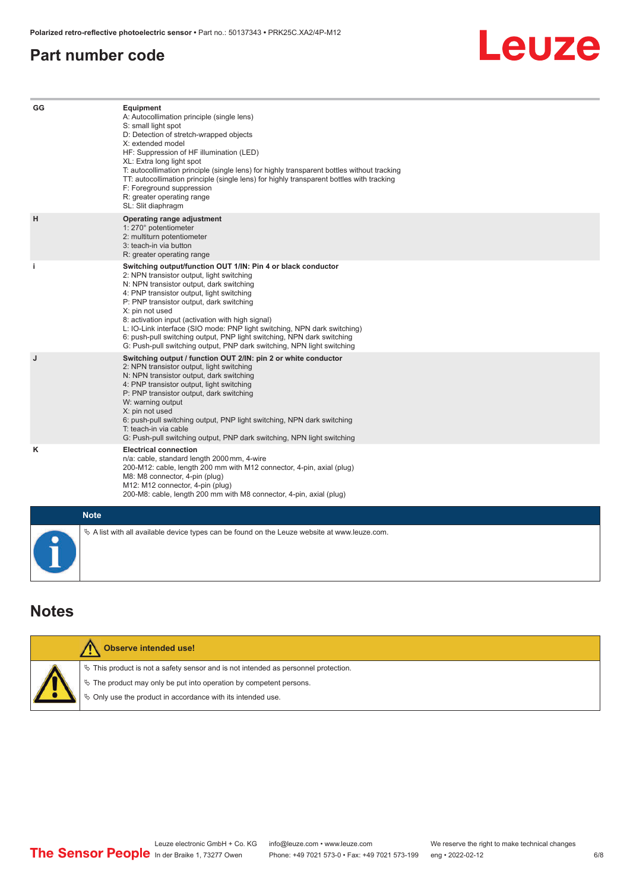## Part number code

| | |
|---|---|
| GG | **Equipment**<br>A: Autocollimation principle (single lens)<br>S: small light spot<br>D: Detection of stretch-wrapped objects<br>X: extended model<br>HF: Suppression of HF illumination (LED)<br>XL: Extra long light spot<br>T: autocollimation principle (single lens) for highly transparent bottles without tracking<br>TT: autocollimation principle (single lens) for highly transparent bottles with tracking<br>F: Foreground suppression<br>R: greater operating range<br>SL: Slit diaphragm |
| H | **Operating range adjustment**<br>1: 270° potentiometer<br>2: multiturn potentiometer<br>3: teach-in via button<br>R: greater operating range |
| i | **Switching output/function OUT 1/IN: Pin 4 or black conductor**<br>2: NPN transistor output, light switching<br>N: NPN transistor output, dark switching<br>4: PNP transistor output, light switching<br>P: PNP transistor output, dark switching<br>X: pin not used<br>8: activation input (activation with high signal)<br>L: IO-Link interface (SIO mode: PNP light switching, NPN dark switching)<br>6: push-pull switching output, PNP light switching, NPN dark switching<br>G: Push-pull switching output, PNP dark switching, NPN light switching |
| J | **Switching output / function OUT 2/IN: pin 2 or white conductor**<br>2: NPN transistor output, light switching<br>N: NPN transistor output, dark switching<br>4: PNP transistor output, light switching<br>P: PNP transistor output, dark switching<br>W: warning output<br>X: pin not used<br>6: push-pull switching output, PNP light switching, NPN dark switching<br>T: teach-in via cable<br>G: Push-pull switching output, PNP dark switching, NPN light switching |
| K | **Electrical connection**<br>n/a: cable, standard length 2000 mm, 4-wire<br>200-M12: cable, length 200 mm with M12 connector, 4-pin, axial (plug)<br>M8: M8 connector, 4-pin (plug)<br>M12: M12 connector, 4-pin (plug)<br>200-M8: cable, length 200 mm with M8 connector, 4-pin, axial (plug) |

**Note**

- A list with all available device types can be found on the Leuze website at www.leuze.com.

## Notes

**Observe intended use!**

- This product is not a safety sensor and is not intended as personnel protection.
- The product may only be put into operation by competent persons.
- Only use the product in accordance with its intended use.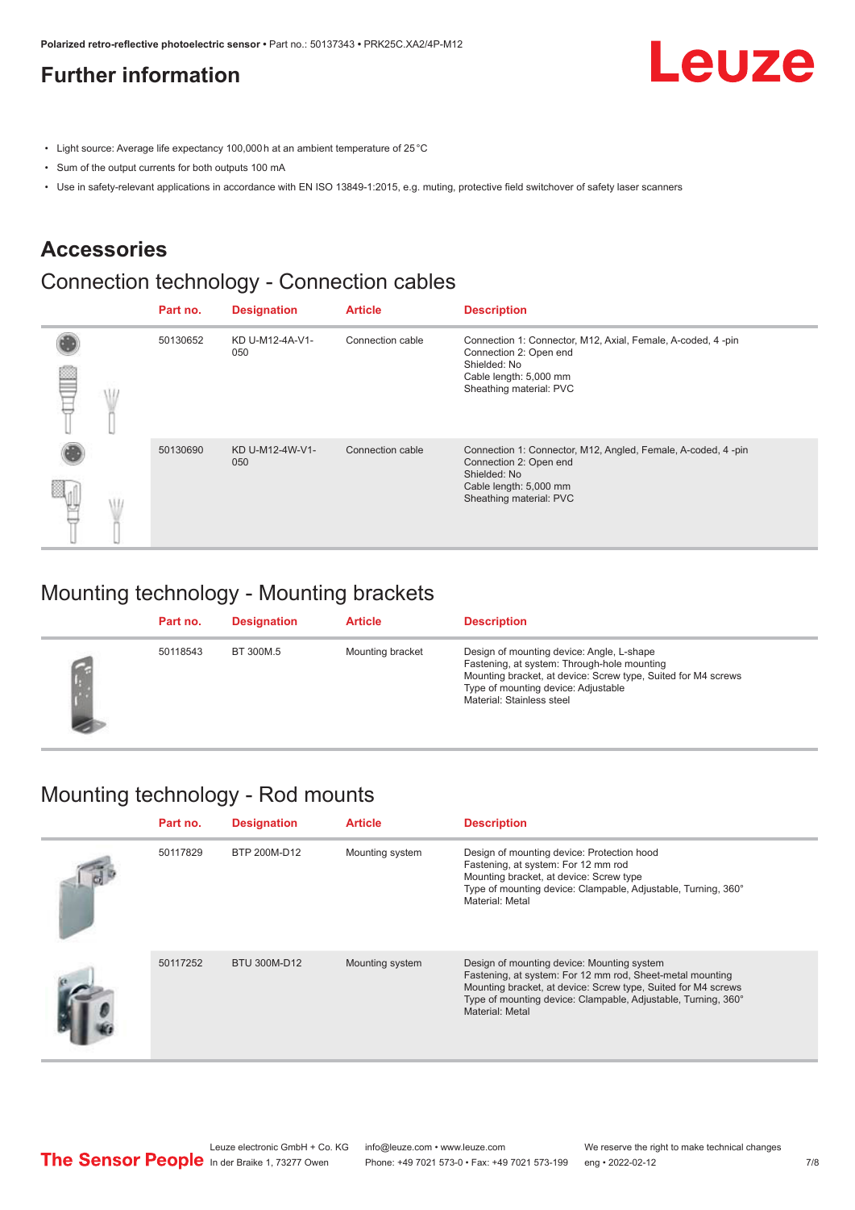## Further information

- Light source: Average life expectancy 100,000 h at an ambient temperature of 25 °C
- Sum of the output currents for both outputs 100 mA
- Use in safety-relevant applications in accordance with EN ISO 13849-1:2015, e.g. muting, protective field switchover of safety laser scanners

## Accessories

### Connection technology - Connection cables

| | Part no. | Designation | Article | Description |
|---|---|---|---|---|
| | 50130652 | KD U-M12-4A-V1-050 | Connection cable | Connection 1: Connector, M12, Axial, Female, A-coded, 4 -pin<br>Connection 2: Open end<br>Shielded: No<br>Cable length: 5,000 mm<br>Sheathing material: PVC |
| | 50130690 | KD U-M12-4W-V1-050 | Connection cable | Connection 1: Connector, M12, Angled, Female, A-coded, 4 -pin<br>Connection 2: Open end<br>Shielded: No<br>Cable length: 5,000 mm<br>Sheathing material: PVC |

### Mounting technology - Mounting brackets

| | Part no. | Designation | Article | Description |
|---|---|---|---|---|
| | 50118543 | BT 300M.5 | Mounting bracket | Design of mounting device: Angle, L-shape<br>Fastening, at system: Through-hole mounting<br>Mounting bracket, at device: Screw type, Suited for M4 screws<br>Type of mounting device: Adjustable<br>Material: Stainless steel |

### Mounting technology - Rod mounts

| | Part no. | Designation | Article | Description |
|---|---|---|---|---|
| | 50117829 | BTP 200M-D12 | Mounting system | Design of mounting device: Protection hood<br>Fastening, at system: For 12 mm rod<br>Mounting bracket, at device: Screw type<br>Type of mounting device: Clampable, Adjustable, Turning, 360°<br>Material: Metal |
| | 50117252 | BTU 300M-D12 | Mounting system | Design of mounting device: Mounting system<br>Fastening, at system: For 12 mm rod, Sheet-metal mounting<br>Mounting bracket, at device: Screw type, Suited for M4 screws<br>Type of mounting device: Clampable, Adjustable, Turning, 360°<br>Material: Metal |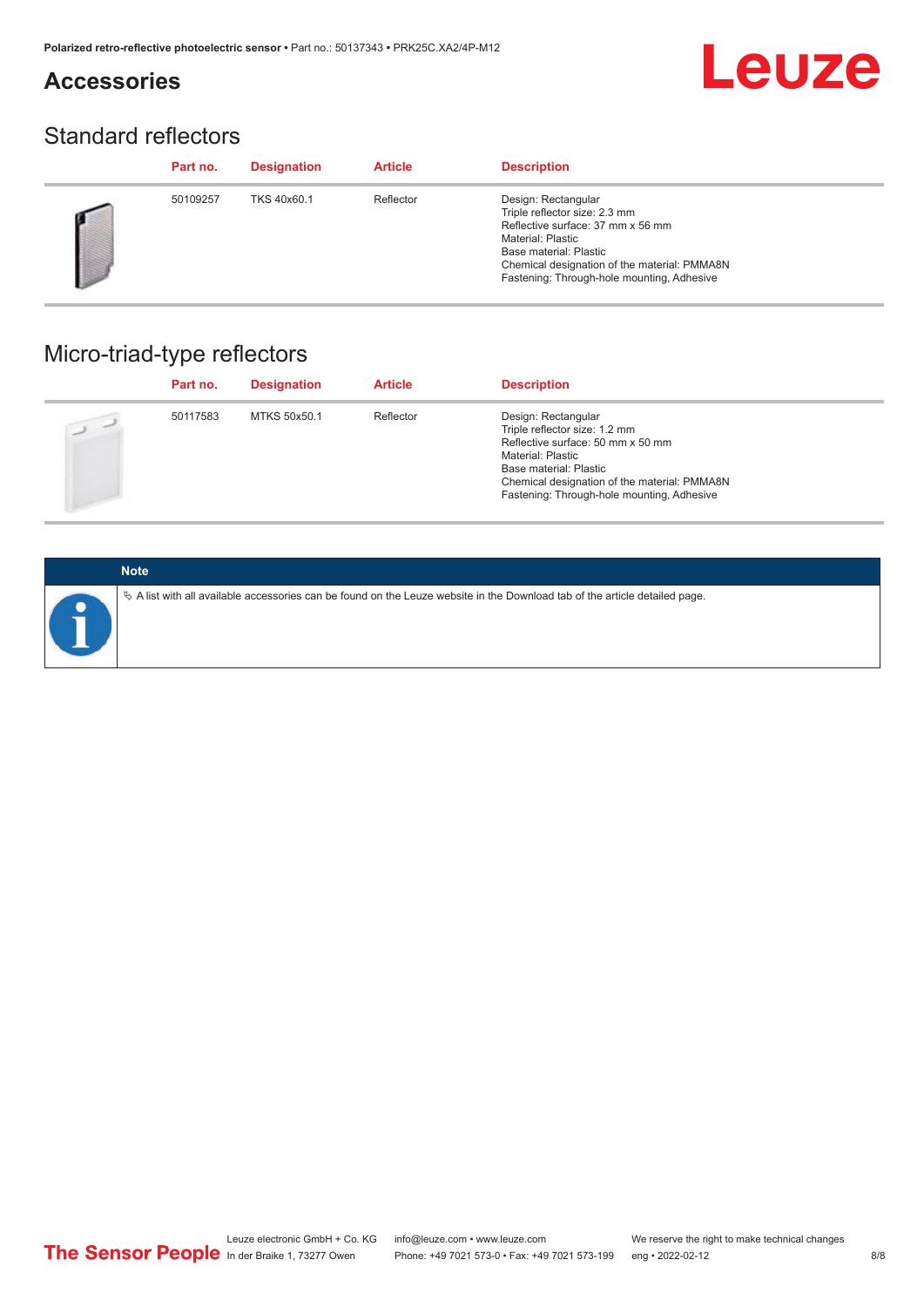## Accessories

### Standard reflectors

| | Part no. | Designation | Article | Description |
|---|---|---|---|---|
| | 50109257 | TKS 40x60.1 | Reflector | Design: Rectangular<br>Triple reflector size: 2.3 mm<br>Reflective surface: 37 mm x 56 mm<br>Material: Plastic<br>Base material: Plastic<br>Chemical designation of the material: PMMA8N<br>Fastening: Through-hole mounting, Adhesive |

### Micro-triad-type reflectors

| | Part no. | Designation | Article | Description |
|---|---|---|---|---|
| | 50117583 | MTKS 50x50.1 | Reflector | Design: Rectangular<br>Triple reflector size: 1.2 mm<br>Reflective surface: 50 mm x 50 mm<br>Material: Plastic<br>Base material: Plastic<br>Chemical designation of the material: PMMA8N<br>Fastening: Through-hole mounting, Adhesive |

**Note**

↳ A list with all available accessories can be found on the Leuze website in the Download tab of the article detailed page.